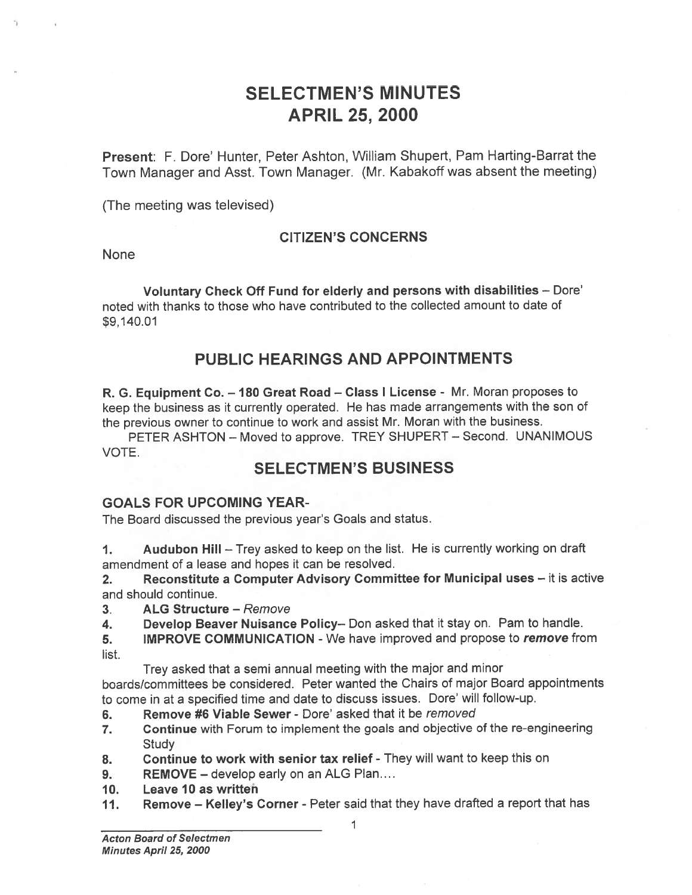# SELECTMEN'S MINUTES
# APRIL 25, 2000

**Present**: F. Dore' Hunter, Peter Ashton, William Shupert, Pam Harting-Barrat the Town Manager and Asst. Town Manager. (Mr. Kabakoff was absent the meeting)

(The meeting was televised)

### CITIZEN'S CONCERNS

None

**Voluntary Check Off Fund for elderly and persons with disabilities** – Dore' noted with thanks to those who have contributed to the collected amount to date of $9,140.01

## PUBLIC HEARINGS AND APPOINTMENTS

**R. G. Equipment Co. – 180 Great Road – Class I License** - Mr. Moran proposes to keep the business as it currently operated. He has made arrangements with the son of the previous owner to continue to work and assist Mr. Moran with the business.

PETER ASHTON – Moved to approve. TREY SHUPERT – Second. UNANIMOUS VOTE.

## SELECTMEN'S BUSINESS

### GOALS FOR UPCOMING YEAR-

The Board discussed the previous year's Goals and status.

1. **Audubon Hill** – Trey asked to keep on the list. He is currently working on draft amendment of a lease and hopes it can be resolved.
2. **Reconstitute a Computer Advisory Committee for Municipal uses** – it is active and should continue.
3. **ALG Structure** – *Remove*
4. **Develop Beaver Nuisance Policy**– Don asked that it stay on. Pam to handle.
5. **IMPROVE COMMUNICATION** - We have improved and propose to ***remove*** from list.

   Trey asked that a semi annual meeting with the major and minor boards/committees be considered. Peter wanted the Chairs of major Board appointments to come in at a specified time and date to discuss issues. Dore' will follow-up.
6. **Remove #6 Viable Sewer** - Dore' asked that it be *removed*
7. **Continue** with Forum to implement the goals and objective of the re-engineering Study
8. **Continue to work with senior tax relief** - They will want to keep this on
9. **REMOVE** – develop early on an ALG Plan....
10. **Leave 10 as written**
11. **Remove – Kelley's Corner** - Peter said that they have drafted a report that has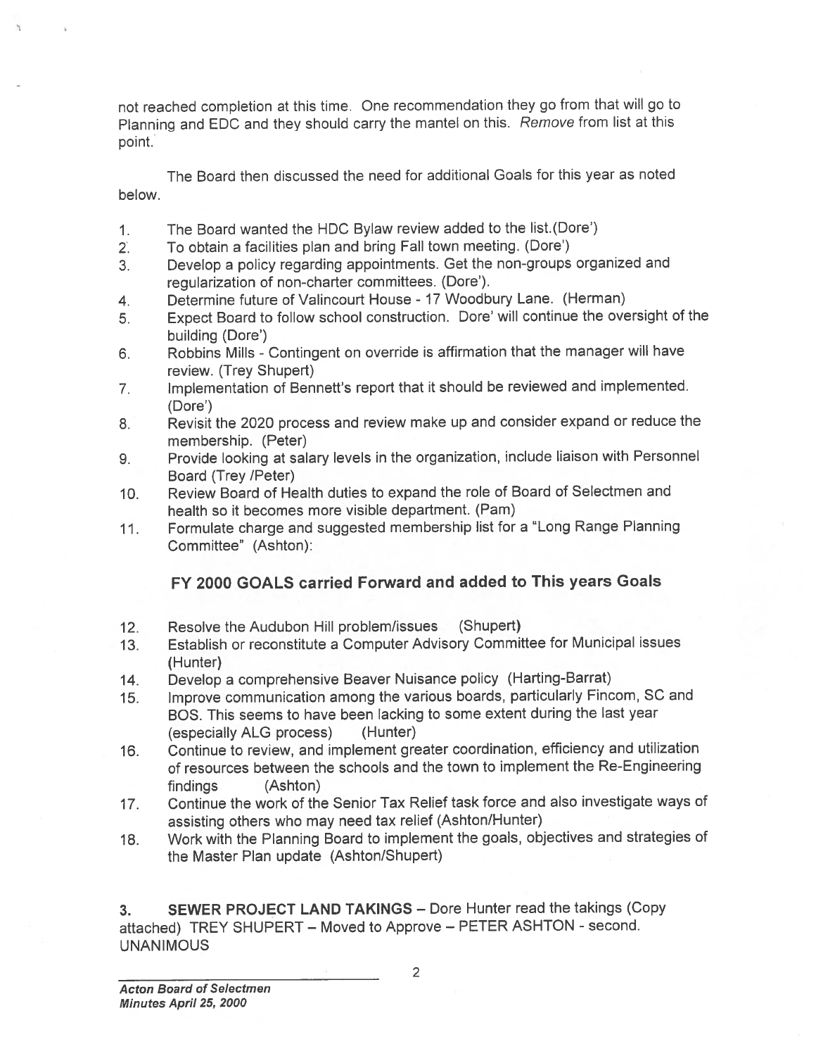not reached completion at this time. One recommendation they go from that will go to Planning and EDC and they should carry the mantel on this. *Remove* from list at this point.

The Board then discussed the need for additional Goals for this year as noted below.

1. The Board wanted the HDC Bylaw review added to the list.(Dore')
2. To obtain a facilities plan and bring Fall town meeting. (Dore')
3. Develop a policy regarding appointments. Get the non-groups organized and regularization of non-charter committees. (Dore').
4. Determine future of Valincourt House - 17 Woodbury Lane. (Herman)
5. Expect Board to follow school construction. Dore' will continue the oversight of the building (Dore')
6. Robbins Mills - Contingent on override is affirmation that the manager will have review. (Trey Shupert)
7. Implementation of Bennett's report that it should be reviewed and implemented. (Dore')
8. Revisit the 2020 process and review make up and consider expand or reduce the membership. (Peter)
9. Provide looking at salary levels in the organization, include liaison with Personnel Board (Trey /Peter)
10. Review Board of Health duties to expand the role of Board of Selectmen and health so it becomes more visible department. (Pam)
11. Formulate charge and suggested membership list for a "Long Range Planning Committee" (Ashton):

## FY 2000 GOALS carried Forward and added to This years Goals

12. Resolve the Audubon Hill problem/issues (Shupert)
13. Establish or reconstitute a Computer Advisory Committee for Municipal issues (Hunter)
14. Develop a comprehensive Beaver Nuisance policy (Harting-Barrat)
15. Improve communication among the various boards, particularly Fincom, SC and BOS. This seems to have been lacking to some extent during the last year (especially ALG process) (Hunter)
16. Continue to review, and implement greater coordination, efficiency and utilization of resources between the schools and the town to implement the Re-Engineering findings (Ashton)
17. Continue the work of the Senior Tax Relief task force and also investigate ways of assisting others who may need tax relief (Ashton/Hunter)
18. Work with the Planning Board to implement the goals, objectives and strategies of the Master Plan update (Ashton/Shupert)

3. **SEWER PROJECT LAND TAKINGS** – Dore Hunter read the takings (Copy attached) TREY SHUPERT – Moved to Approve – PETER ASHTON - second. UNANIMOUS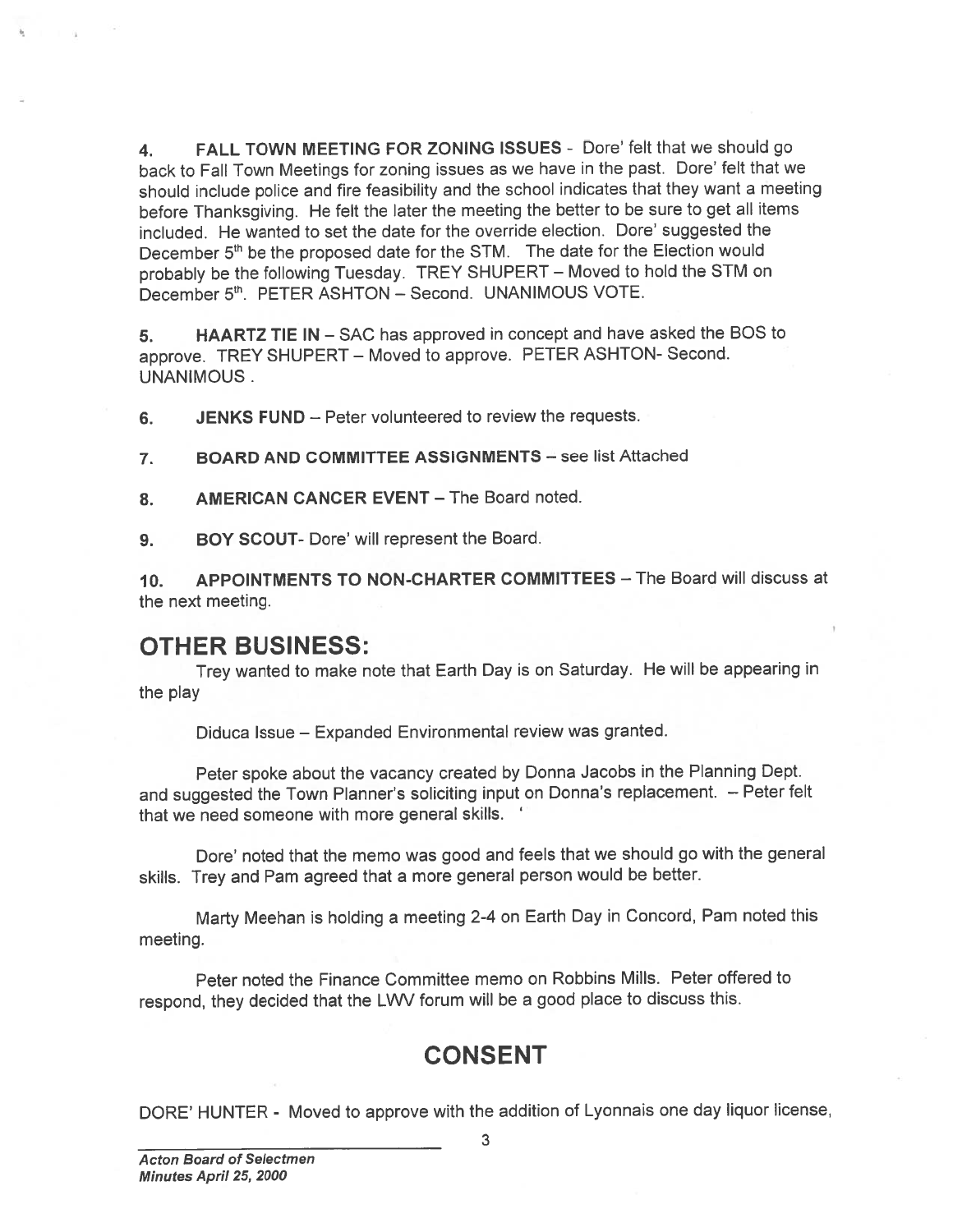4. **FALL TOWN MEETING FOR ZONING ISSUES** - Dore' felt that we should go back to Fall Town Meetings for zoning issues as we have in the past. Dore' felt that we should include police and fire feasibility and the school indicates that they want a meeting before Thanksgiving. He felt the later the meeting the better to be sure to get all items included. He wanted to set the date for the override election. Dore' suggested the December 5th be the proposed date for the STM. The date for the Election would probably be the following Tuesday. TREY SHUPERT – Moved to hold the STM on December 5th. PETER ASHTON – Second. UNANIMOUS VOTE.

5. **HAARTZ TIE IN** – SAC has approved in concept and have asked the BOS to approve. TREY SHUPERT – Moved to approve. PETER ASHTON- Second. UNANIMOUS .

6. **JENKS FUND** – Peter volunteered to review the requests.

7. **BOARD AND COMMITTEE ASSIGNMENTS** – see list Attached

8. **AMERICAN CANCER EVENT** – The Board noted.

9. **BOY SCOUT**- Dore' will represent the Board.

10. **APPOINTMENTS TO NON-CHARTER COMMITTEES** – The Board will discuss at the next meeting.

## OTHER BUSINESS:

Trey wanted to make note that Earth Day is on Saturday. He will be appearing in the play

Diduca Issue – Expanded Environmental review was granted.

Peter spoke about the vacancy created by Donna Jacobs in the Planning Dept. and suggested the Town Planner's soliciting input on Donna's replacement. – Peter felt that we need someone with more general skills.

Dore' noted that the memo was good and feels that we should go with the general skills. Trey and Pam agreed that a more general person would be better.

Marty Meehan is holding a meeting 2-4 on Earth Day in Concord, Pam noted this meeting.

Peter noted the Finance Committee memo on Robbins Mills. Peter offered to respond, they decided that the LWV forum will be a good place to discuss this.

## CONSENT

DORE' HUNTER - Moved to approve with the addition of Lyonnais one day liquor license,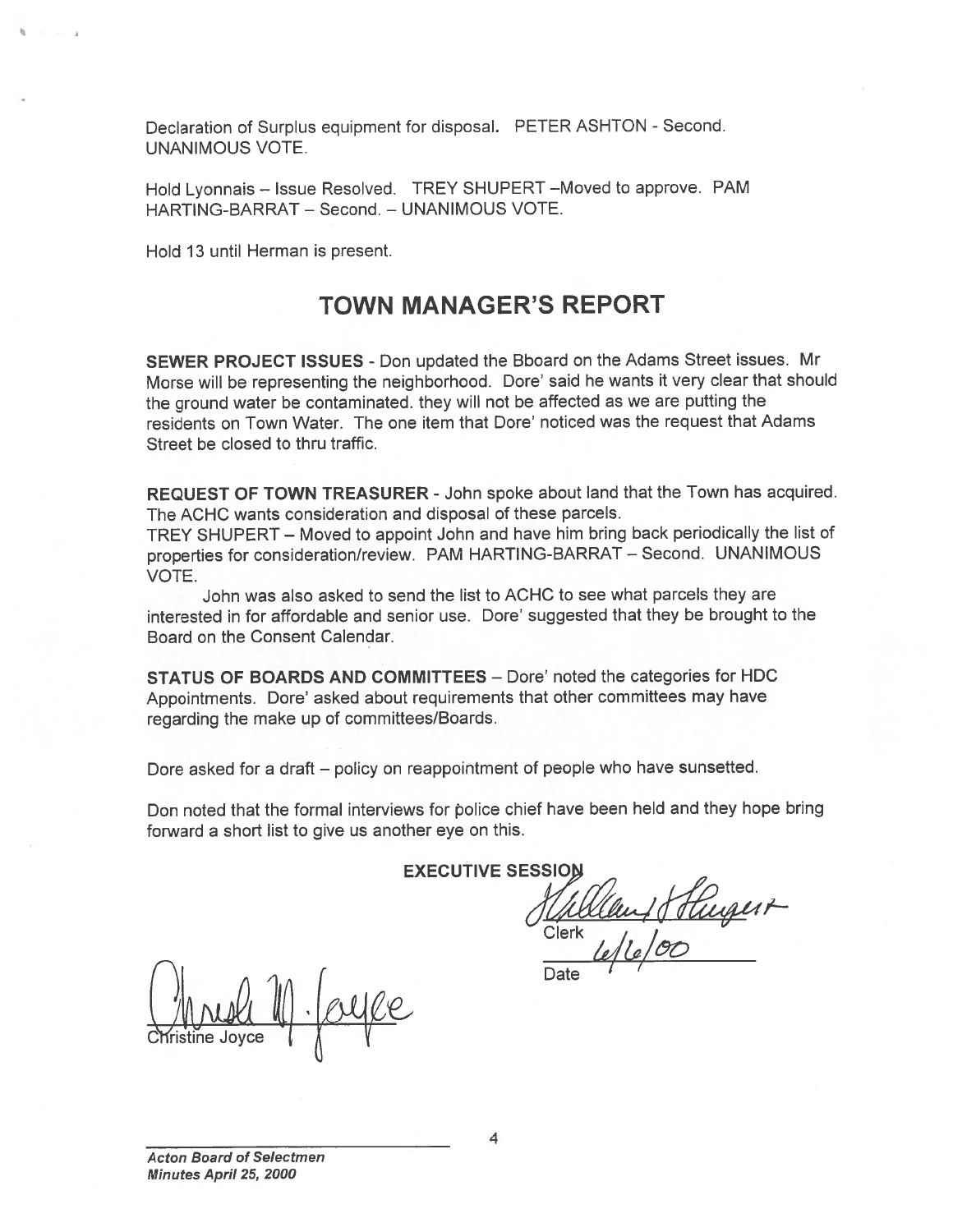Declaration of Surplus equipment for disposal. PETER ASHTON - Second. UNANIMOUS VOTE.

Hold Lyonnais – Issue Resolved. TREY SHUPERT –Moved to approve. PAM HARTING-BARRAT – Second. – UNANIMOUS VOTE.

Hold 13 until Herman is present.

## TOWN MANAGER'S REPORT

**SEWER PROJECT ISSUES** - Don updated the Bboard on the Adams Street issues. Mr Morse will be representing the neighborhood. Dore' said he wants it very clear that should the ground water be contaminated. they will not be affected as we are putting the residents on Town Water. The one item that Dore' noticed was the request that Adams Street be closed to thru traffic.

**REQUEST OF TOWN TREASURER** - John spoke about land that the Town has acquired. The ACHC wants consideration and disposal of these parcels.
TREY SHUPERT – Moved to appoint John and have him bring back periodically the list of properties for consideration/review. PAM HARTING-BARRAT – Second. UNANIMOUS VOTE.

John was also asked to send the list to ACHC to see what parcels they are interested in for affordable and senior use. Dore' suggested that they be brought to the Board on the Consent Calendar.

**STATUS OF BOARDS AND COMMITTEES** – Dore' noted the categories for HDC Appointments. Dore' asked about requirements that other committees may have regarding the make up of committees/Boards.

Dore asked for a draft – policy on reappointment of people who have sunsetted.

Don noted that the formal interviews for police chief have been held and they hope bring forward a short list to give us another eye on this.

**EXECUTIVE SESSION**

Clerk

6/6/00
Date

Christine Joyce

*Acton Board of Selectmen*
*Minutes April 25, 2000*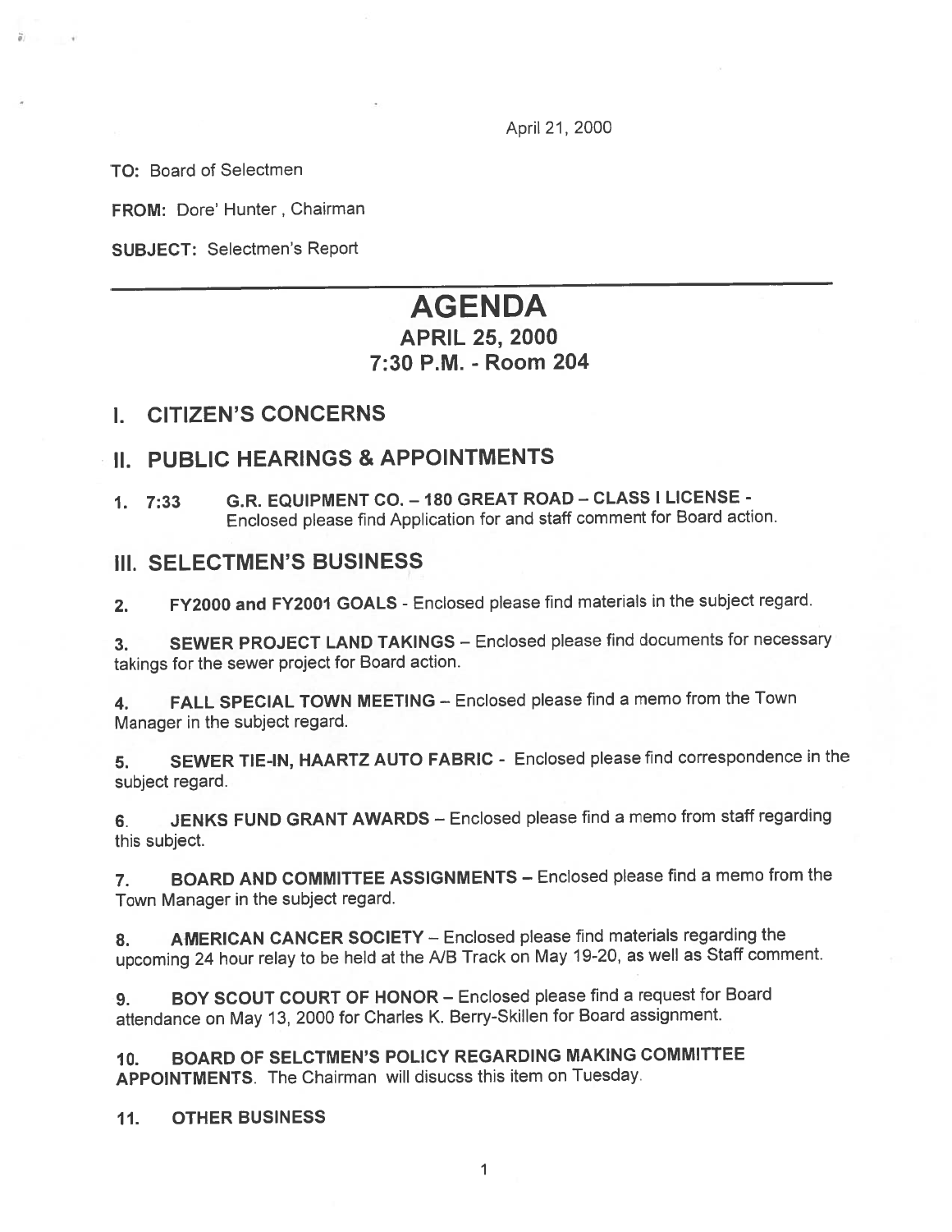April 21, 2000

**TO:** Board of Selectmen

**FROM:** Dore' Hunter , Chairman

**SUBJECT:** Selectmen's Report

---

# AGENDA
## APRIL 25, 2000
## 7:30 P.M. - Room 204

## I. CITIZEN'S CONCERNS

## II. PUBLIC HEARINGS & APPOINTMENTS

1. 7:33 **G.R. EQUIPMENT CO. – 180 GREAT ROAD – CLASS I LICENSE -** Enclosed please find Application for and staff comment for Board action.

## III. SELECTMEN'S BUSINESS

2. **FY2000 and FY2001 GOALS** - Enclosed please find materials in the subject regard.

3. **SEWER PROJECT LAND TAKINGS** – Enclosed please find documents for necessary takings for the sewer project for Board action.

4. **FALL SPECIAL TOWN MEETING** – Enclosed please find a memo from the Town Manager in the subject regard.

5. **SEWER TIE-IN, HAARTZ AUTO FABRIC** - Enclosed please find correspondence in the subject regard.

6. **JENKS FUND GRANT AWARDS** – Enclosed please find a memo from staff regarding this subject.

7. **BOARD AND COMMITTEE ASSIGNMENTS** – Enclosed please find a memo from the Town Manager in the subject regard.

8. **AMERICAN CANCER SOCIETY** – Enclosed please find materials regarding the upcoming 24 hour relay to be held at the A/B Track on May 19-20, as well as Staff comment.

9. **BOY SCOUT COURT OF HONOR** – Enclosed please find a request for Board attendance on May 13, 2000 for Charles K. Berry-Skillen for Board assignment.

10. **BOARD OF SELCTMEN'S POLICY REGARDING MAKING COMMITTEE APPOINTMENTS**. The Chairman will disucss this item on Tuesday.

11. **OTHER BUSINESS**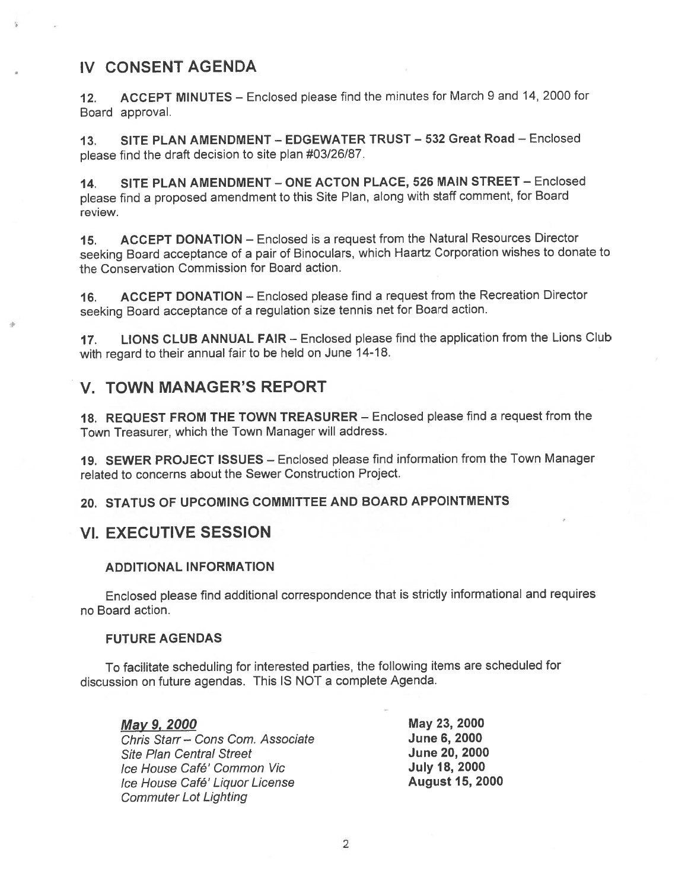## IV CONSENT AGENDA

12. **ACCEPT MINUTES** – Enclosed please find the minutes for March 9 and 14, 2000 for Board approval.

13. **SITE PLAN AMENDMENT – EDGEWATER TRUST – 532 Great Road** – Enclosed please find the draft decision to site plan #03/26/87.

14. **SITE PLAN AMENDMENT – ONE ACTON PLACE, 526 MAIN STREET** – Enclosed please find a proposed amendment to this Site Plan, along with staff comment, for Board review.

15. **ACCEPT DONATION** – Enclosed is a request from the Natural Resources Director seeking Board acceptance of a pair of Binoculars, which Haartz Corporation wishes to donate to the Conservation Commission for Board action.

16. **ACCEPT DONATION** – Enclosed please find a request from the Recreation Director seeking Board acceptance of a regulation size tennis net for Board action.

17. **LIONS CLUB ANNUAL FAIR** – Enclosed please find the application from the Lions Club with regard to their annual fair to be held on June 14-18.

## V. TOWN MANAGER'S REPORT

**18. REQUEST FROM THE TOWN TREASURER** – Enclosed please find a request from the Town Treasurer, which the Town Manager will address.

**19. SEWER PROJECT ISSUES** – Enclosed please find information from the Town Manager related to concerns about the Sewer Construction Project.

**20. STATUS OF UPCOMING COMMITTEE AND BOARD APPOINTMENTS**

## VI. EXECUTIVE SESSION

### ADDITIONAL INFORMATION

Enclosed please find additional correspondence that is strictly informational and requires no Board action.

### FUTURE AGENDAS

To facilitate scheduling for interested parties, the following items are scheduled for discussion on future agendas. This IS NOT a complete Agenda.

***May 9, 2000***
*Chris Starr – Cons Com. Associate*
*Site Plan Central Street*
*Ice House Café' Common Vic*
*Ice House Café' Liquor License*
*Commuter Lot Lighting*

**May 23, 2000**
**June 6, 2000**
**June 20, 2000**
**July 18, 2000**
**August 15, 2000**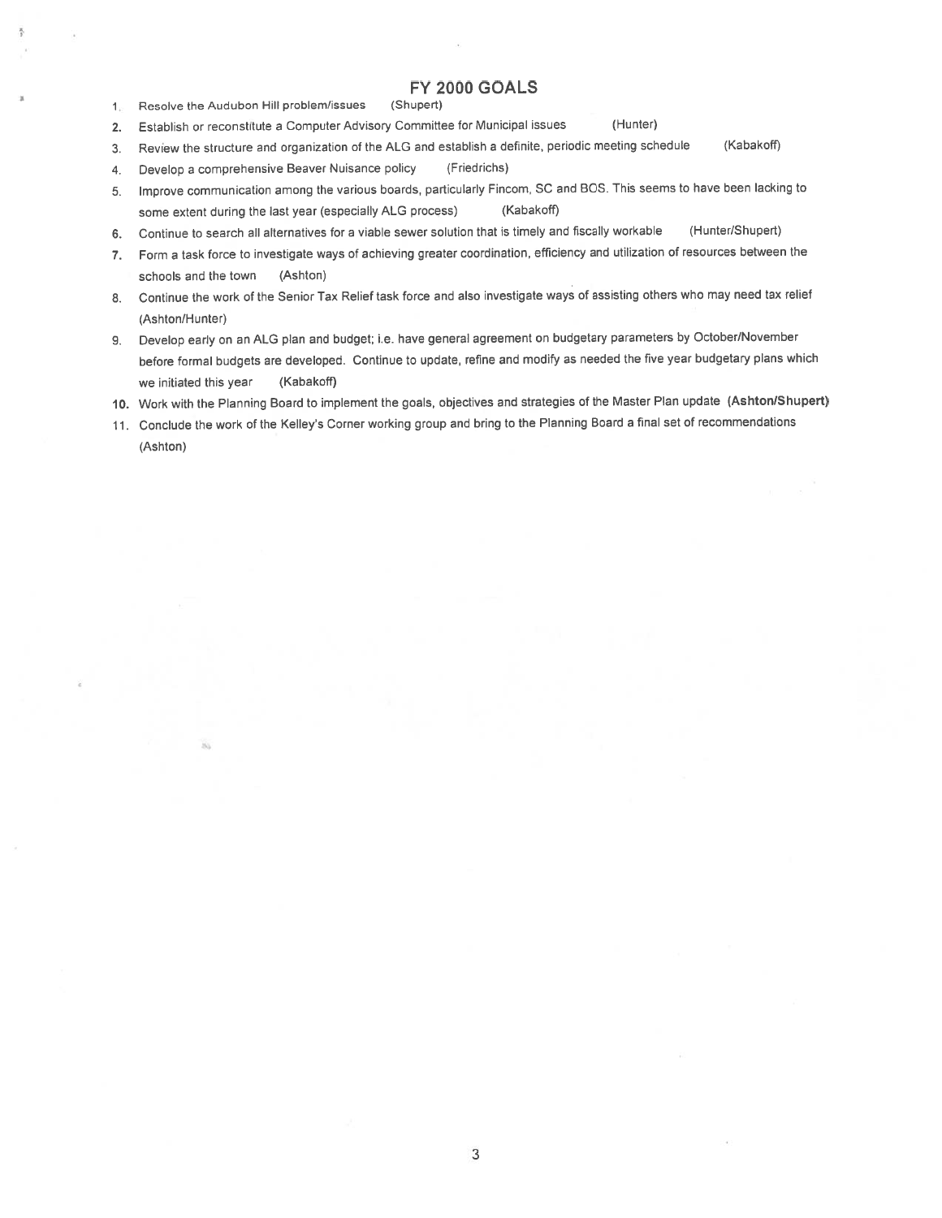# FY 2000 GOALS

1. Resolve the Audubon Hill problem/issues (Shupert)
2. Establish or reconstitute a Computer Advisory Committee for Municipal issues (Hunter)
3. Review the structure and organization of the ALG and establish a definite, periodic meeting schedule (Kabakoff)
4. Develop a comprehensive Beaver Nuisance policy (Friedrichs)
5. Improve communication among the various boards, particularly Fincom, SC and BOS. This seems to have been lacking to some extent during the last year (especially ALG process) (Kabakoff)
6. Continue to search all alternatives for a viable sewer solution that is timely and fiscally workable (Hunter/Shupert)
7. Form a task force to investigate ways of achieving greater coordination, efficiency and utilization of resources between the schools and the town (Ashton)
8. Continue the work of the Senior Tax Relief task force and also investigate ways of assisting others who may need tax relief (Ashton/Hunter)
9. Develop early on an ALG plan and budget; i.e. have general agreement on budgetary parameters by October/November before formal budgets are developed. Continue to update, refine and modify as needed the five year budgetary plans which we initiated this year (Kabakoff)
10. Work with the Planning Board to implement the goals, objectives and strategies of the Master Plan update **(Ashton/Shupert)**
11. Conclude the work of the Kelley's Corner working group and bring to the Planning Board a final set of recommendations (Ashton)